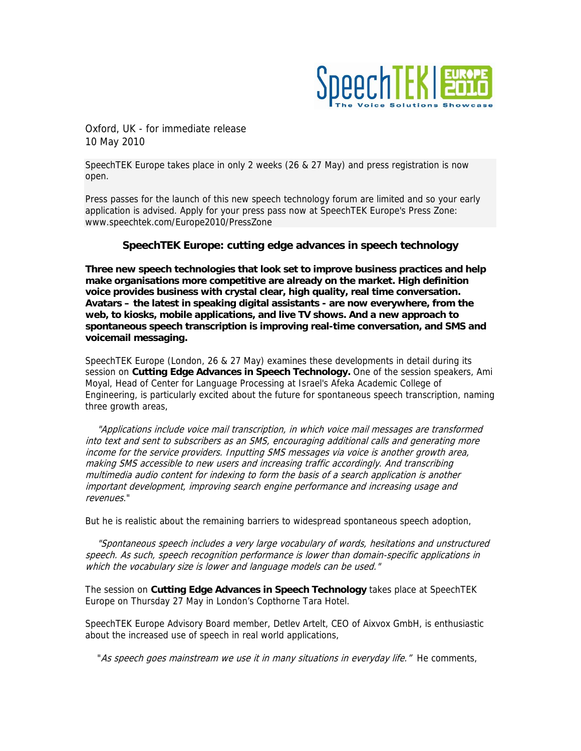Oxford, UK - for immediate release
10 May 2010

SpeechTEK Europe takes place in only 2 weeks (26 & 27 May) and press registration is now open.

Press passes for the launch of this new speech technology forum are limited and so your early application is advised. Apply for your press pass now at SpeechTEK Europe's Press Zone: www.speechtek.com/Europe2010/PressZone

## SpeechTEK Europe: cutting edge advances in speech technology

**Three new speech technologies that look set to improve business practices and help make organisations more competitive are already on the market. High definition voice provides business with crystal clear, high quality, real time conversation. Avatars – the latest in speaking digital assistants - are now everywhere, from the web, to kiosks, mobile applications, and live TV shows. And a new approach to spontaneous speech transcription is improving real-time conversation, and SMS and voicemail messaging.**

SpeechTEK Europe (London, 26 & 27 May) examines these developments in detail during its session on **Cutting Edge Advances in Speech Technology.** One of the session speakers, Ami Moyal, Head of Center for Language Processing at Israel's Afeka Academic College of Engineering, is particularly excited about the future for spontaneous speech transcription, naming three growth areas,

*"Applications include voice mail transcription, in which voice mail messages are transformed into text and sent to subscribers as an SMS, encouraging additional calls and generating more income for the service providers. Inputting SMS messages via voice is another growth area, making SMS accessible to new users and increasing traffic accordingly. And transcribing multimedia audio content for indexing to form the basis of a search application is another important development, improving search engine performance and increasing usage and revenues."*

But he is realistic about the remaining barriers to widespread spontaneous speech adoption,

*"Spontaneous speech includes a very large vocabulary of words, hesitations and unstructured speech. As such, speech recognition performance is lower than domain-specific applications in which the vocabulary size is lower and language models can be used."*

The session on **Cutting Edge Advances in Speech Technology** takes place at SpeechTEK Europe on Thursday 27 May in London's Copthorne Tara Hotel.

SpeechTEK Europe Advisory Board member, Detlev Artelt, CEO of Aixvox GmbH, is enthusiastic about the increased use of speech in real world applications,

*"As speech goes mainstream we use it in many situations in everyday life."* He comments,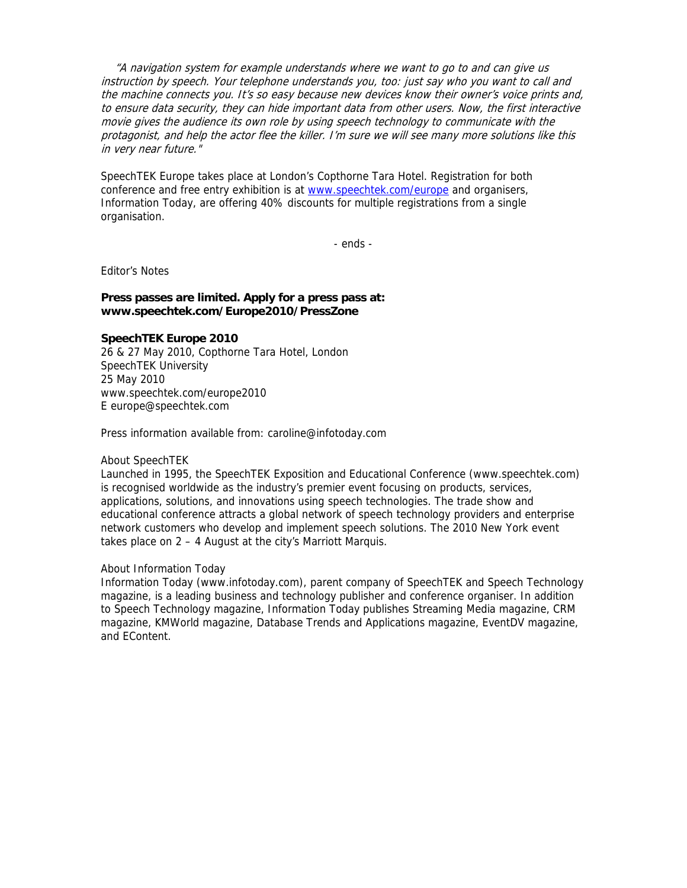*"A navigation system for example understands where we want to go to and can give us instruction by speech. Your telephone understands you, too: just say who you want to call and the machine connects you. It's so easy because new devices know their owner's voice prints and, to ensure data security, they can hide important data from other users. Now, the first interactive movie gives the audience its own role by using speech technology to communicate with the protagonist, and help the actor flee the killer. I'm sure we will see many more solutions like this in very near future."*

SpeechTEK Europe takes place at London's Copthorne Tara Hotel. Registration for both conference and free entry exhibition is at www.speechtek.com/europe and organisers, Information Today, are offering 40% discounts for multiple registrations from a single organisation.

- ends -

Editor's Notes

**Press passes are limited. Apply for a press pass at: www.speechtek.com/Europe2010/PressZone**

**SpeechTEK Europe 2010**
26 & 27 May 2010, Copthorne Tara Hotel, London
SpeechTEK University
25 May 2010
www.speechtek.com/europe2010
E europe@speechtek.com

Press information available from: caroline@infotoday.com

About SpeechTEK
Launched in 1995, the SpeechTEK Exposition and Educational Conference (www.speechtek.com) is recognised worldwide as the industry's premier event focusing on products, services, applications, solutions, and innovations using speech technologies. The trade show and educational conference attracts a global network of speech technology providers and enterprise network customers who develop and implement speech solutions. The 2010 New York event takes place on 2 – 4 August at the city's Marriott Marquis.

About Information Today
Information Today (www.infotoday.com), parent company of SpeechTEK and Speech Technology magazine, is a leading business and technology publisher and conference organiser. In addition to Speech Technology magazine, Information Today publishes Streaming Media magazine, CRM magazine, KMWorld magazine, Database Trends and Applications magazine, EventDV magazine, and EContent.